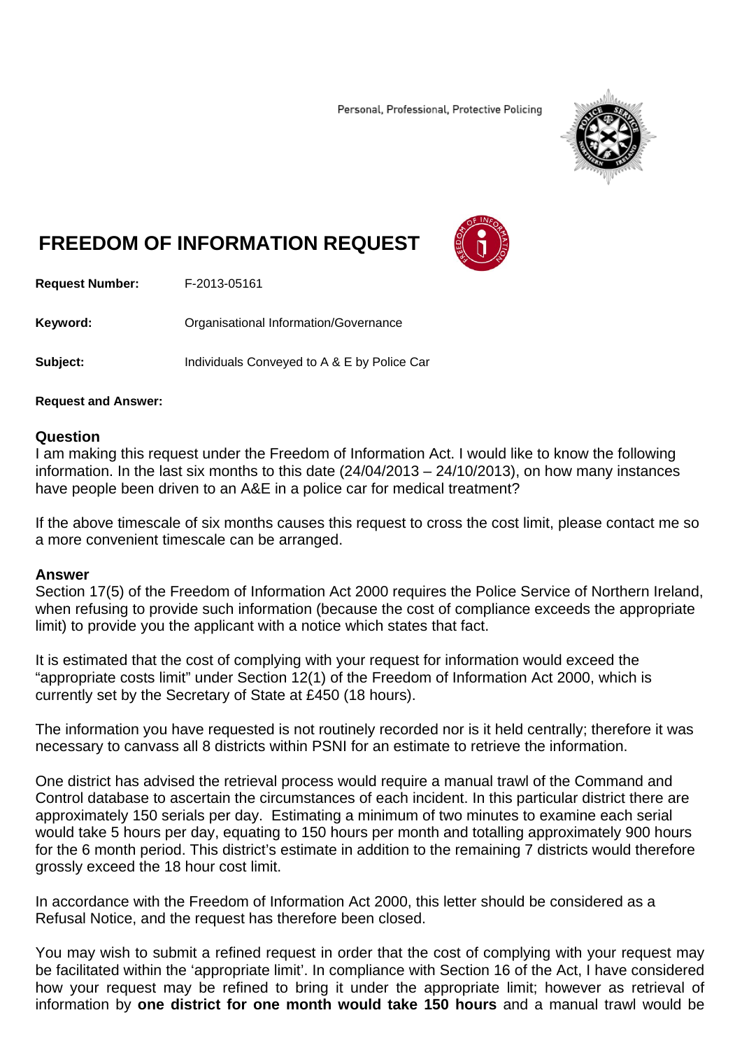Personal, Professional, Protective Policing

# FREEDOM OF INFORMATION REQUEST

**Request Number:** F-2013-05161

**Keyword:** Organisational Information/Governance

**Subject:** Individuals Conveyed to A & E by Police Car

**Request and Answer:**

## Question

I am making this request under the Freedom of Information Act. I would like to know the following information. In the last six months to this date (24/04/2013 – 24/10/2013), on how many instances have people been driven to an A&E in a police car for medical treatment?

If the above timescale of six months causes this request to cross the cost limit, please contact me so a more convenient timescale can be arranged.

## Answer

Section 17(5) of the Freedom of Information Act 2000 requires the Police Service of Northern Ireland, when refusing to provide such information (because the cost of compliance exceeds the appropriate limit) to provide you the applicant with a notice which states that fact.

It is estimated that the cost of complying with your request for information would exceed the "appropriate costs limit" under Section 12(1) of the Freedom of Information Act 2000, which is currently set by the Secretary of State at £450 (18 hours).

The information you have requested is not routinely recorded nor is it held centrally; therefore it was necessary to canvass all 8 districts within PSNI for an estimate to retrieve the information.

One district has advised the retrieval process would require a manual trawl of the Command and Control database to ascertain the circumstances of each incident. In this particular district there are approximately 150 serials per day. Estimating a minimum of two minutes to examine each serial would take 5 hours per day, equating to 150 hours per month and totalling approximately 900 hours for the 6 month period. This district's estimate in addition to the remaining 7 districts would therefore grossly exceed the 18 hour cost limit.

In accordance with the Freedom of Information Act 2000, this letter should be considered as a Refusal Notice, and the request has therefore been closed.

You may wish to submit a refined request in order that the cost of complying with your request may be facilitated within the 'appropriate limit'. In compliance with Section 16 of the Act, I have considered how your request may be refined to bring it under the appropriate limit; however as retrieval of information by **one district for one month would take 150 hours** and a manual trawl would be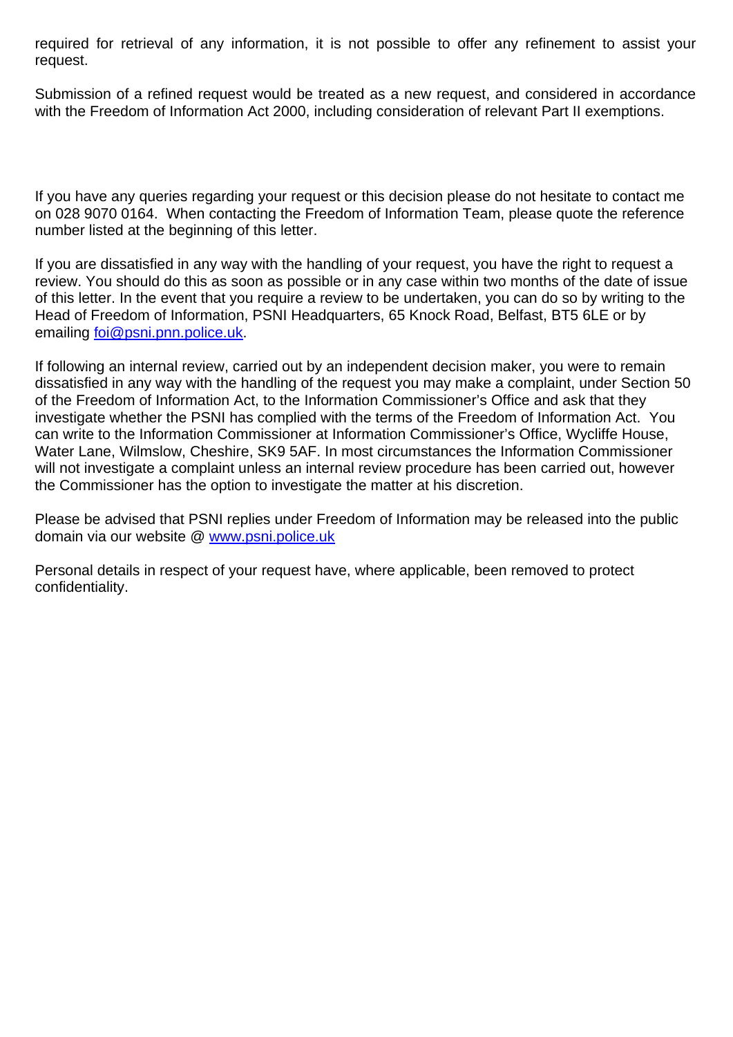required for retrieval of any information, it is not possible to offer any refinement to assist your request.

Submission of a refined request would be treated as a new request, and considered in accordance with the Freedom of Information Act 2000, including consideration of relevant Part II exemptions.

If you have any queries regarding your request or this decision please do not hesitate to contact me on 028 9070 0164. When contacting the Freedom of Information Team, please quote the reference number listed at the beginning of this letter.

If you are dissatisfied in any way with the handling of your request, you have the right to request a review. You should do this as soon as possible or in any case within two months of the date of issue of this letter. In the event that you require a review to be undertaken, you can do so by writing to the Head of Freedom of Information, PSNI Headquarters, 65 Knock Road, Belfast, BT5 6LE or by emailing foi@psni.pnn.police.uk.

If following an internal review, carried out by an independent decision maker, you were to remain dissatisfied in any way with the handling of the request you may make a complaint, under Section 50 of the Freedom of Information Act, to the Information Commissioner's Office and ask that they investigate whether the PSNI has complied with the terms of the Freedom of Information Act. You can write to the Information Commissioner at Information Commissioner's Office, Wycliffe House, Water Lane, Wilmslow, Cheshire, SK9 5AF. In most circumstances the Information Commissioner will not investigate a complaint unless an internal review procedure has been carried out, however the Commissioner has the option to investigate the matter at his discretion.

Please be advised that PSNI replies under Freedom of Information may be released into the public domain via our website @ www.psni.police.uk

Personal details in respect of your request have, where applicable, been removed to protect confidentiality.